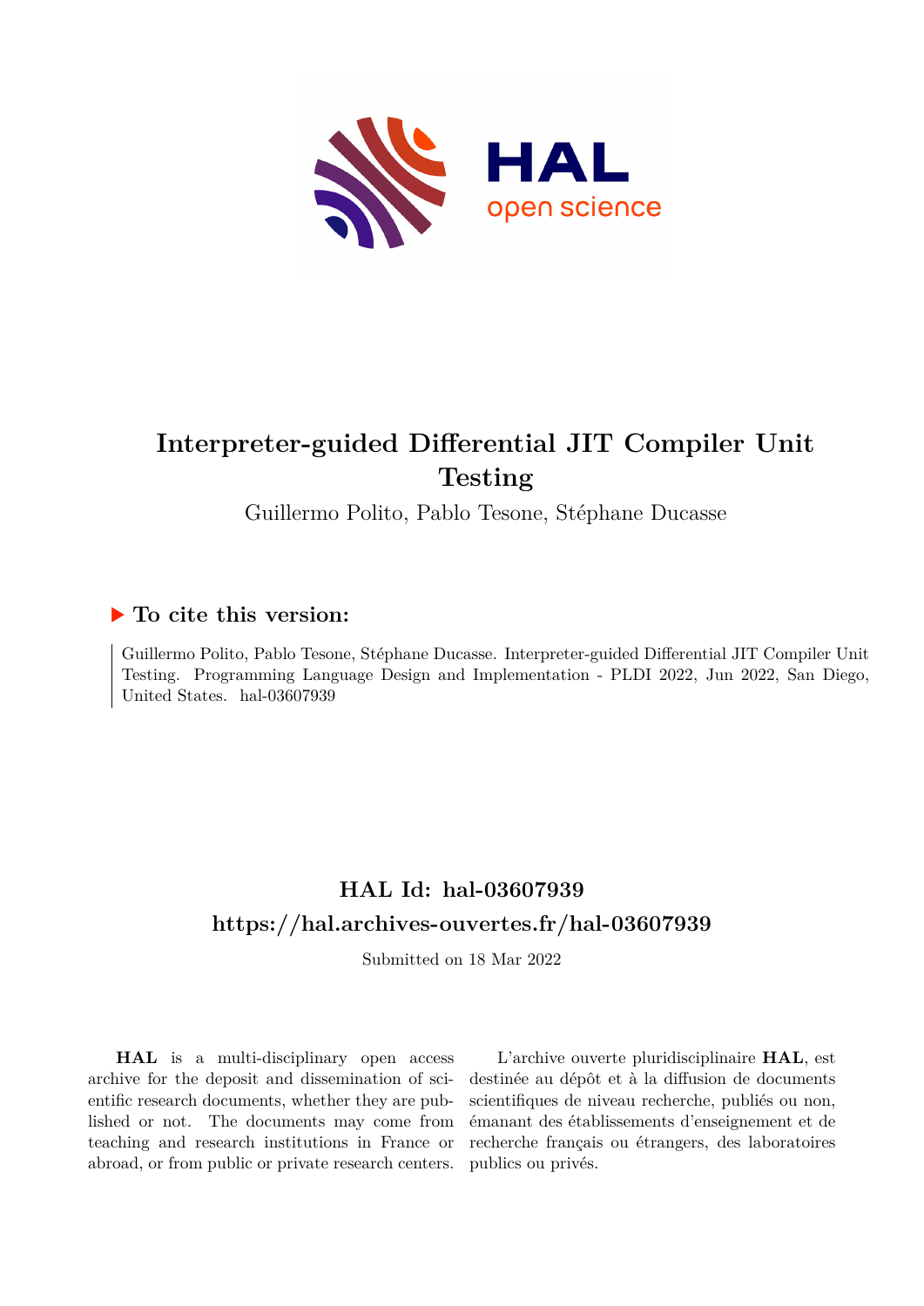# Interpreter-guided Differential JIT Compiler Unit Testing

Guillermo Polito, Pablo Tesone, Stéphane Ducasse

## ▶ To cite this version:

Guillermo Polito, Pablo Tesone, Stéphane Ducasse. Interpreter-guided Differential JIT Compiler Unit Testing. Programming Language Design and Implementation - PLDI 2022, Jun 2022, San Diego, United States. hal-03607939

## HAL Id: hal-03607939

## https://hal.archives-ouvertes.fr/hal-03607939

Submitted on 18 Mar 2022

**HAL** is a multi-disciplinary open access archive for the deposit and dissemination of scientific research documents, whether they are published or not. The documents may come from teaching and research institutions in France or abroad, or from public or private research centers.

L'archive ouverte pluridisciplinaire **HAL**, est destinée au dépôt et à la diffusion de documents scientifiques de niveau recherche, publiés ou non, émanant des établissements d'enseignement et de recherche français ou étrangers, des laboratoires publics ou privés.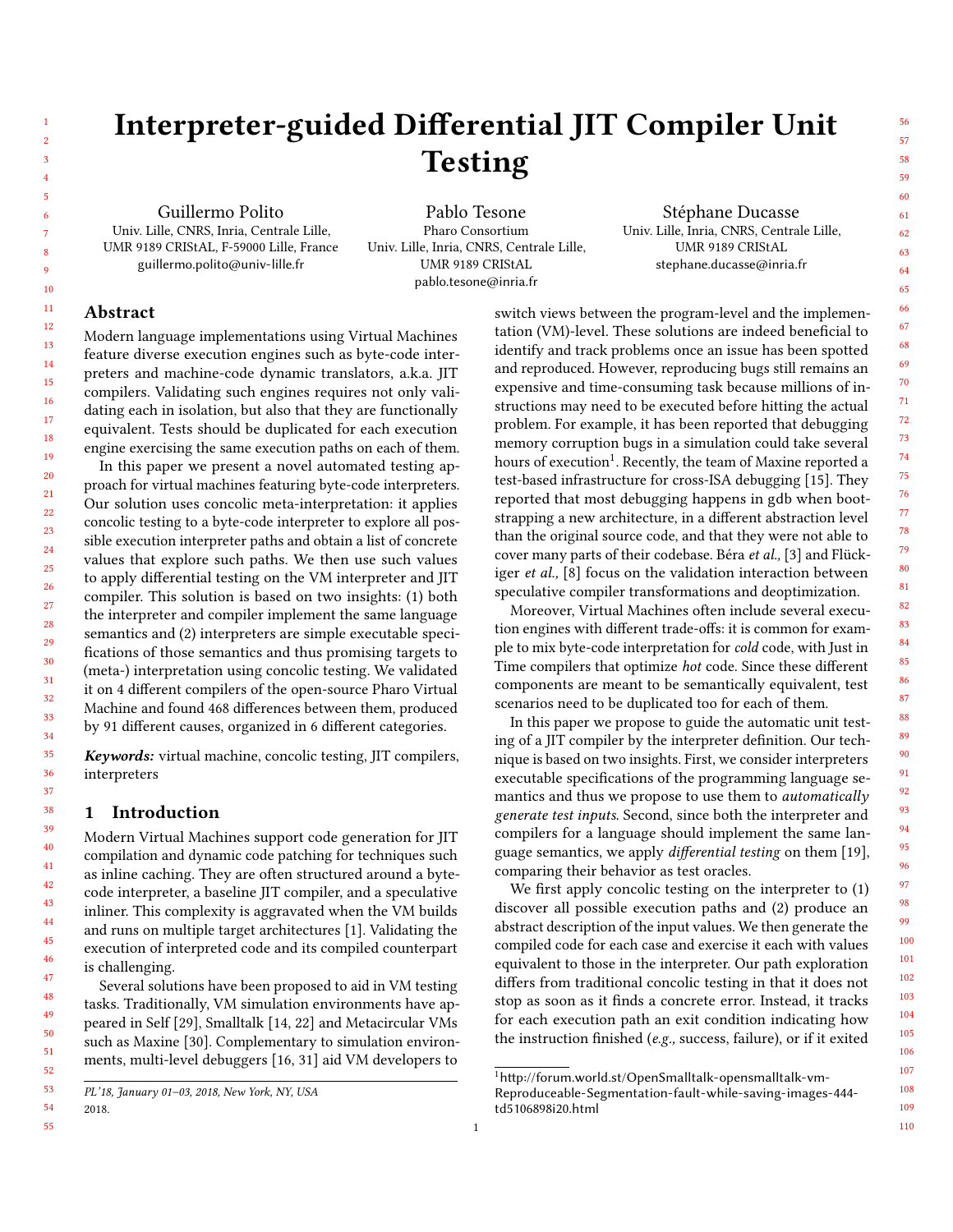# Interpreter-guided Differential JIT Compiler Unit Testing

Guillermo Polito
Univ. Lille, CNRS, Inria, Centrale Lille, UMR 9189 CRIStAL, F-59000 Lille, France
guillermo.polito@univ-lille.fr

Pablo Tesone
Pharo Consortium
Univ. Lille, Inria, CNRS, Centrale Lille, UMR 9189 CRIStAL
pablo.tesone@inria.fr

Stéphane Ducasse
Univ. Lille, Inria, CNRS, Centrale Lille, UMR 9189 CRIStAL
stephane.ducasse@inria.fr

## Abstract

Modern language implementations using Virtual Machines feature diverse execution engines such as byte-code interpreters and machine-code dynamic translators, a.k.a. JIT compilers. Validating such engines requires not only validating each in isolation, but also that they are functionally equivalent. Tests should be duplicated for each execution engine exercising the same execution paths on each of them.

In this paper we present a novel automated testing approach for virtual machines featuring byte-code interpreters. Our solution uses concolic meta-interpretation: it applies concolic testing to a byte-code interpreter to explore all possible execution interpreter paths and obtain a list of concrete values that explore such paths. We then use such values to apply differential testing on the VM interpreter and JIT compiler. This solution is based on two insights: (1) both the interpreter and compiler implement the same language semantics and (2) interpreters are simple executable specifications of those semantics and thus promising targets to (meta-) interpretation using concolic testing. We validated it on 4 different compilers of the open-source Pharo Virtual Machine and found 468 differences between them, produced by 91 different causes, organized in 6 different categories.

***Keywords:*** virtual machine, concolic testing, JIT compilers, interpreters

## 1 Introduction

Modern Virtual Machines support code generation for JIT compilation and dynamic code patching for techniques such as inline caching. They are often structured around a byte-code interpreter, a baseline JIT compiler, and a speculative inliner. This complexity is aggravated when the VM builds and runs on multiple target architectures [1]. Validating the execution of interpreted code and its compiled counterpart is challenging.

Several solutions have been proposed to aid in VM testing tasks. Traditionally, VM simulation environments have appeared in Self [29], Smalltalk [14, 22] and Metacircular VMs such as Maxine [30]. Complementary to simulation environments, multi-level debuggers [16, 31] aid VM developers to switch views between the program-level and the implementation (VM)-level. These solutions are indeed beneficial to identify and track problems once an issue has been spotted and reproduced. However, reproducing bugs still remains an expensive and time-consuming task because millions of instructions may need to be executed before hitting the actual problem. For example, it has been reported that debugging memory corruption bugs in a simulation could take several hours of execution[1]. Recently, the team of Maxine reported a test-based infrastructure for cross-ISA debugging [15]. They reported that most debugging happens in gdb when bootstrapping a new architecture, in a different abstraction level than the original source code, and that they were not able to cover many parts of their codebase. Béra *et al.,* [3] and Flückiger *et al.,* [8] focus on the validation interaction between speculative compiler transformations and deoptimization.

Moreover, Virtual Machines often include several execution engines with different trade-offs: it is common for example to mix byte-code interpretation for *cold* code, with Just in Time compilers that optimize *hot* code. Since these different components are meant to be semantically equivalent, test scenarios need to be duplicated too for each of them.

In this paper we propose to guide the automatic unit testing of a JIT compiler by the interpreter definition. Our technique is based on two insights. First, we consider interpreters executable specifications of the programming language semantics and thus we propose to use them to *automatically generate test inputs*. Second, since both the interpreter and compilers for a language should implement the same language semantics, we apply *differential testing* on them [19], comparing their behavior as test oracles.

We first apply concolic testing on the interpreter to (1) discover all possible execution paths and (2) produce an abstract description of the input values. We then generate the compiled code for each case and exercise it each with values equivalent to those in the interpreter. Our path exploration differs from traditional concolic testing in that it does not stop as soon as it finds a concrete error. Instead, it tracks for each execution path an exit condition indicating how the instruction finished (*e.g.,* success, failure), or if it exited

PL'18, January 01–03, 2018, New York, NY, USA
2018.

[1] http://forum.world.st/OpenSmalltalk-opensmalltalk-vm-Reproduceable-Segmentation-fault-while-saving-images-444-td5106898i20.html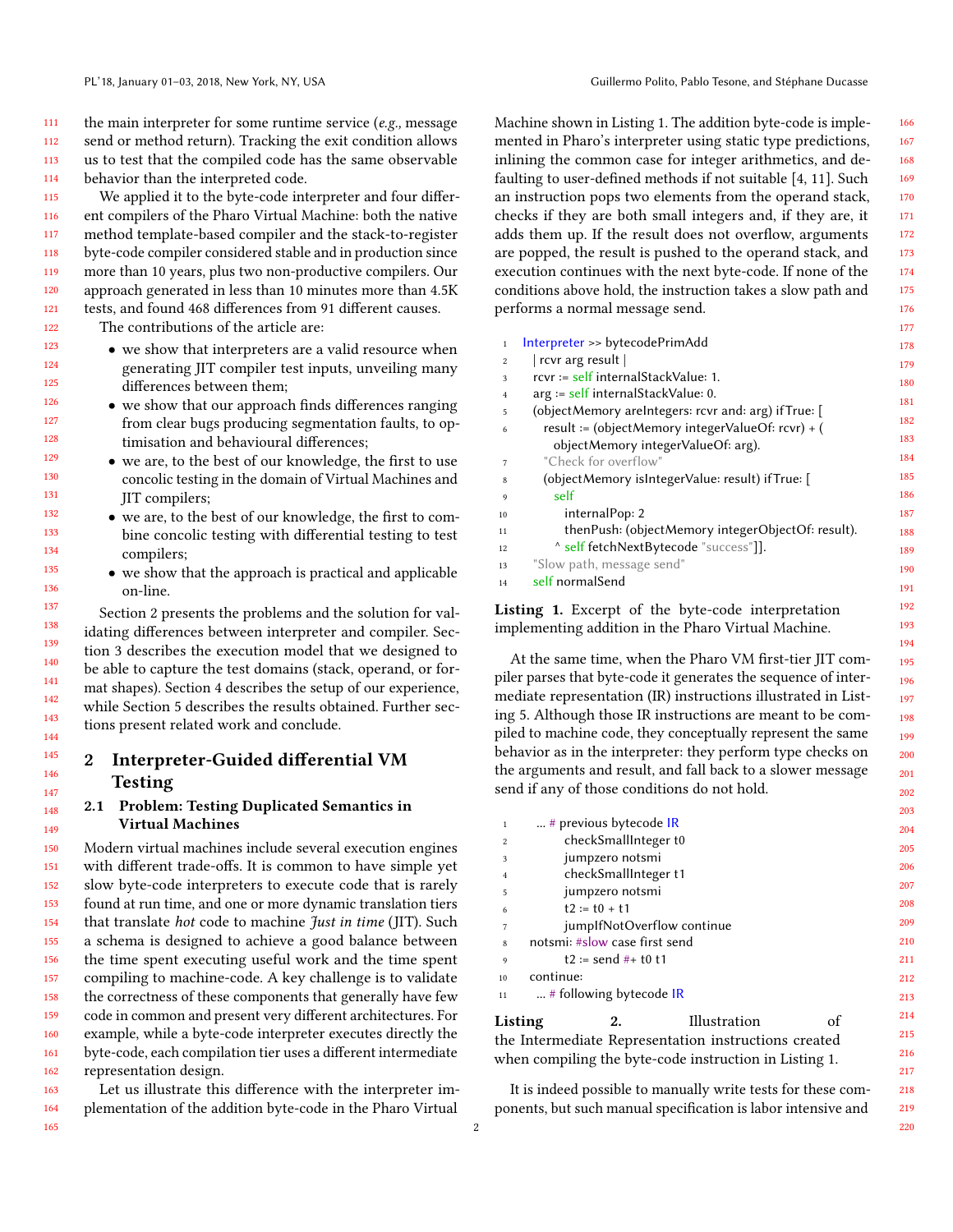the main interpreter for some runtime service (*e.g.,* message send or method return). Tracking the exit condition allows us to test that the compiled code has the same observable behavior than the interpreted code.

We applied it to the byte-code interpreter and four different compilers of the Pharo Virtual Machine: both the native method template-based compiler and the stack-to-register byte-code compiler considered stable and in production since more than 10 years, plus two non-productive compilers. Our approach generated in less than 10 minutes more than 4.5K tests, and found 468 differences from 91 different causes.

The contributions of the article are:

- we show that interpreters are a valid resource when generating JIT compiler test inputs, unveiling many differences between them;
- we show that our approach finds differences ranging from clear bugs producing segmentation faults, to optimisation and behavioural differences;
- we are, to the best of our knowledge, the first to use concolic testing in the domain of Virtual Machines and JIT compilers;
- we are, to the best of our knowledge, the first to combine concolic testing with differential testing to test compilers;
- we show that the approach is practical and applicable on-line.

Section 2 presents the problems and the solution for validating differences between interpreter and compiler. Section 3 describes the execution model that we designed to be able to capture the test domains (stack, operand, or format shapes). Section 4 describes the setup of our experience, while Section 5 describes the results obtained. Further sections present related work and conclude.

## 2 Interpreter-Guided differential VM Testing

### 2.1 Problem: Testing Duplicated Semantics in Virtual Machines

Modern virtual machines include several execution engines with different trade-offs. It is common to have simple yet slow byte-code interpreters to execute code that is rarely found at run time, and one or more dynamic translation tiers that translate *hot* code to machine *Just in time* (JIT). Such a schema is designed to achieve a good balance between the time spent executing useful work and the time spent compiling to machine-code. A key challenge is to validate the correctness of these components that generally have few code in common and present very different architectures. For example, while a byte-code interpreter executes directly the byte-code, each compilation tier uses a different intermediate representation design.

Let us illustrate this difference with the interpreter implementation of the addition byte-code in the Pharo Virtual Machine shown in Listing 1. The addition byte-code is implemented in Pharo's interpreter using static type predictions, inlining the common case for integer arithmetics, and defaulting to user-defined methods if not suitable [4, 11]. Such an instruction pops two elements from the operand stack, checks if they are both small integers and, if they are, it adds them up. If the result does not overflow, arguments are popped, the result is pushed to the operand stack, and execution continues with the next byte-code. If none of the conditions above hold, the instruction takes a slow path and performs a normal message send.

```
Interpreter >> bytecodePrimAdd
  | rcvr arg result |
  rcvr := self internalStackValue: 1.
  arg := self internalStackValue: 0.
  (objectMemory areIntegers: rcvr and: arg) ifTrue: [
    result := (objectMemory integerValueOf: rcvr) + (
      objectMemory integerValueOf: arg).
    "Check for overflow"
    (objectMemory isIntegerValue: result) ifTrue: [
      self
        internalPop: 2
        thenPush: (objectMemory integerObjectOf: result).
      ^ self fetchNextBytecode "success"]].
  "Slow path, message send"
  self normalSend
```

**Listing 1.** Excerpt of the byte-code interpretation implementing addition in the Pharo Virtual Machine.

At the same time, when the Pharo VM first-tier JIT compiler parses that byte-code it generates the sequence of intermediate representation (IR) instructions illustrated in Listing 5. Although those IR instructions are meant to be compiled to machine code, they conceptually represent the same behavior as in the interpreter: they perform type checks on the arguments and result, and fall back to a slower message send if any of those conditions do not hold.

```
  ... # previous bytecode IR
        checkSmallInteger t0
        jumpzero notsmi
        checkSmallInteger t1
        jumpzero notsmi
        t2 := t0 + t1
        jumpIfNotOverflow continue
notsmi: #slow case first send
        t2 := send #+ t0 t1
continue:
  ... # following bytecode IR
```

**Listing 2.** Illustration of the Intermediate Representation instructions created when compiling the byte-code instruction in Listing 1.

It is indeed possible to manually write tests for these components, but such manual specification is labor intensive and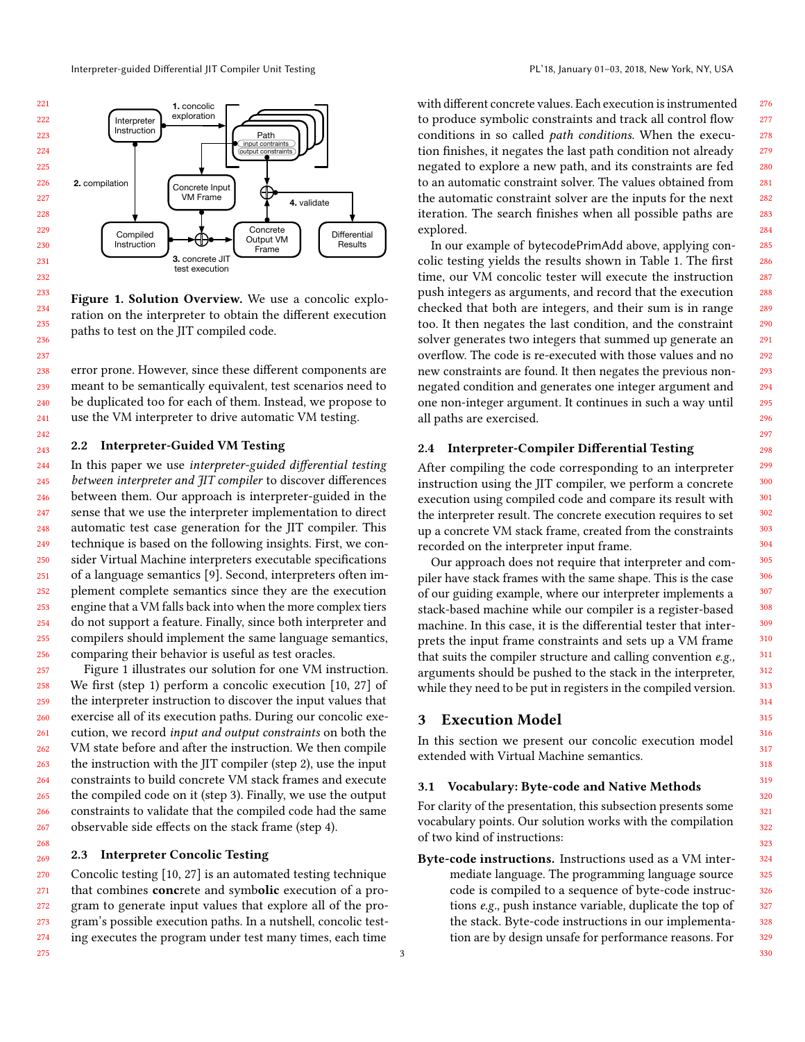**Figure 1. Solution Overview.** We use a concolic exploration on the interpreter to obtain the different execution paths to test on the JIT compiled code.

error prone. However, since these different components are meant to be semantically equivalent, test scenarios need to be duplicated too for each of them. Instead, we propose to use the VM interpreter to drive automatic VM testing.

### 2.2 Interpreter-Guided VM Testing

In this paper we use *interpreter-guided differential testing between interpreter and JIT compiler* to discover differences between them. Our approach is interpreter-guided in the sense that we use the interpreter implementation to direct automatic test case generation for the JIT compiler. This technique is based on the following insights. First, we consider Virtual Machine interpreters executable specifications of a language semantics [9]. Second, interpreters often implement complete semantics since they are the execution engine that a VM falls back into when the more complex tiers do not support a feature. Finally, since both interpreter and compilers should implement the same language semantics, comparing their behavior is useful as test oracles.

Figure 1 illustrates our solution for one VM instruction. We first (step 1) perform a concolic execution [10, 27] of the interpreter instruction to discover the input values that exercise all of its execution paths. During our concolic execution, we record *input and output constraints* on both the VM state before and after the instruction. We then compile the instruction with the JIT compiler (step 2), use the input constraints to build concrete VM stack frames and execute the compiled code on it (step 3). Finally, we use the output constraints to validate that the compiled code had the same observable side effects on the stack frame (step 4).

### 2.3 Interpreter Concolic Testing

Concolic testing [10, 27] is an automated testing technique that combines **conc**rete and symb**olic** execution of a program to generate input values that explore all of the program's possible execution paths. In a nutshell, concolic testing executes the program under test many times, each time with different concrete values. Each execution is instrumented to produce symbolic constraints and track all control flow conditions in so called *path conditions*. When the execution finishes, it negates the last path condition not already negated to explore a new path, and its constraints are fed to an automatic constraint solver. The values obtained from the automatic constraint solver are the inputs for the next iteration. The search finishes when all possible paths are explored.

In our example of bytecodePrimAdd above, applying concolic testing yields the results shown in Table 1. The first time, our VM concolic tester will execute the instruction push integers as arguments, and record that the execution checked that both are integers, and their sum is in range too. It then negates the last condition, and the constraint solver generates two integers that summed up generate an overflow. The code is re-executed with those values and no new constraints are found. It then negates the previous non-negated condition and generates one integer argument and one non-integer argument. It continues in such a way until all paths are exercised.

### 2.4 Interpreter-Compiler Differential Testing

After compiling the code corresponding to an interpreter instruction using the JIT compiler, we perform a concrete execution using compiled code and compare its result with the interpreter result. The concrete execution requires to set up a concrete VM stack frame, created from the constraints recorded on the interpreter input frame.

Our approach does not require that interpreter and compiler have stack frames with the same shape. This is the case of our guiding example, where our interpreter implements a stack-based machine while our compiler is a register-based machine. In this case, it is the differential tester that interprets the input frame constraints and sets up a VM frame that suits the compiler structure and calling convention *e.g.,* arguments should be pushed to the stack in the interpreter, while they need to be put in registers in the compiled version.

## 3 Execution Model

In this section we present our concolic execution model extended with Virtual Machine semantics.

### 3.1 Vocabulary: Byte-code and Native Methods

For clarity of the presentation, this subsection presents some vocabulary points. Our solution works with the compilation of two kind of instructions:

**Byte-code instructions.** Instructions used as a VM intermediate language. The programming language source code is compiled to a sequence of byte-code instructions *e.g.,* push instance variable, duplicate the top of the stack. Byte-code instructions in our implementation are by design unsafe for performance reasons. For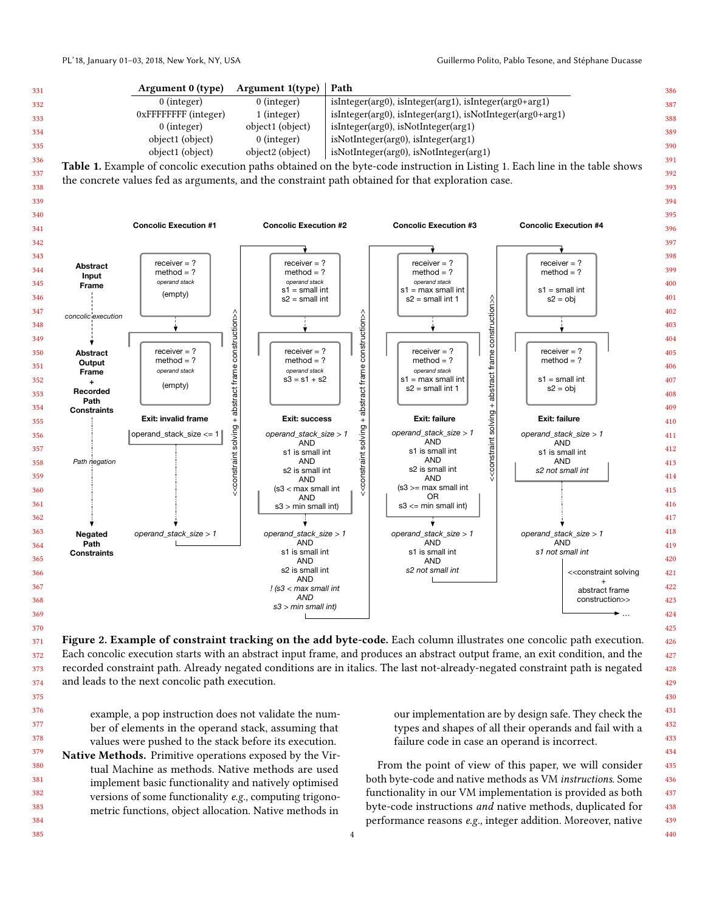| Argument 0 (type) | Argument 1(type) | Path |
|---|---|---|
| 0 (integer) | 0 (integer) | isInteger(arg0), isInteger(arg1), isInteger(arg0+arg1) |
| 0xFFFFFFFF (integer) | 1 (integer) | isInteger(arg0), isInteger(arg1), isNotInteger(arg0+arg1) |
| 0 (integer) | object1 (object) | isInteger(arg0), isNotInteger(arg1) |
| object1 (object) | 0 (integer) | isNotInteger(arg0), isInteger(arg1) |
| object1 (object) | object2 (object) | isNotInteger(arg0), isNotInteger(arg1) |

**Table 1.** Example of concolic execution paths obtained on the byte-code instruction in Listing 1. Each line in the table shows the concrete values fed as arguments, and the constraint path obtained for that exploration case.

| | Concolic Execution #1 | Concolic Execution #2 | Concolic Execution #3 | Concolic Execution #4 |
|---|---|---|---|---|
| Abstract Input Frame | receiver = ? method = ? operand stack (empty) | receiver = ? method = ? operand stack s1 = small int s2 = small int | receiver = ? method = ? operand stack s1 = max small int s2 = small int 1 | receiver = ? method = ? s1 = small int s2 = obj |
| Abstract Output Frame + Recorded Path Constraints | receiver = ? method = ? operand stack (empty) | receiver = ? method = ? operand stack s3 = s1 + s2 | receiver = ? method = ? operand stack s1 = max small int s2 = small int 1 | receiver = ? method = ? s1 = small int s2 = obj |
| Exit | Exit: invalid frame | Exit: success | Exit: failure | Exit: failure |
| | operand_stack_size <= 1 | *operand_stack_size > 1* AND s1 is small int AND s2 is small int AND (s3 < max small int AND s3 > min small int) | *operand_stack_size > 1* AND s1 is small int AND s2 is small int AND (s3 >= max small int OR s3 <= min small int) | *operand_stack_size > 1* AND s1 is small int AND *s2 not small int* |
| Negated Path Constraints | *operand_stack_size > 1* | *operand_stack_size > 1* AND s1 is small int AND s2 is small int AND *! (s3 < max small int AND s3 > min small int)* | *operand_stack_size > 1* AND s1 is small int AND *s2 not small int* | *operand_stack_size > 1* AND *s1 not small int* |

(Concolic execution → Path negation → <<constraint solving + abstract frame construction>> → next execution …)

**Figure 2. Example of constraint tracking on the add byte-code.** Each column illustrates one concolic path execution. Each concolic execution starts with an abstract input frame, and produces an abstract output frame, an exit condition, and the recorded constraint path. Already negated conditions are in italics. The last not-already-negated constraint path is negated and leads to the next concolic path execution.

example, a pop instruction does not validate the number of elements in the operand stack, assuming that values were pushed to the stack before its execution.

**Native Methods.** Primitive operations exposed by the Virtual Machine as methods. Native methods are used implement basic functionality and natively optimised versions of some functionality *e.g.,* computing trigonometric functions, object allocation. Native methods in our implementation are by design safe. They check the types and shapes of all their operands and fail with a failure code in case an operand is incorrect.

From the point of view of this paper, we will consider both byte-code and native methods as VM *instructions*. Some functionality in our VM implementation is provided as both byte-code instructions *and* native methods, duplicated for performance reasons *e.g.,* integer addition. Moreover, native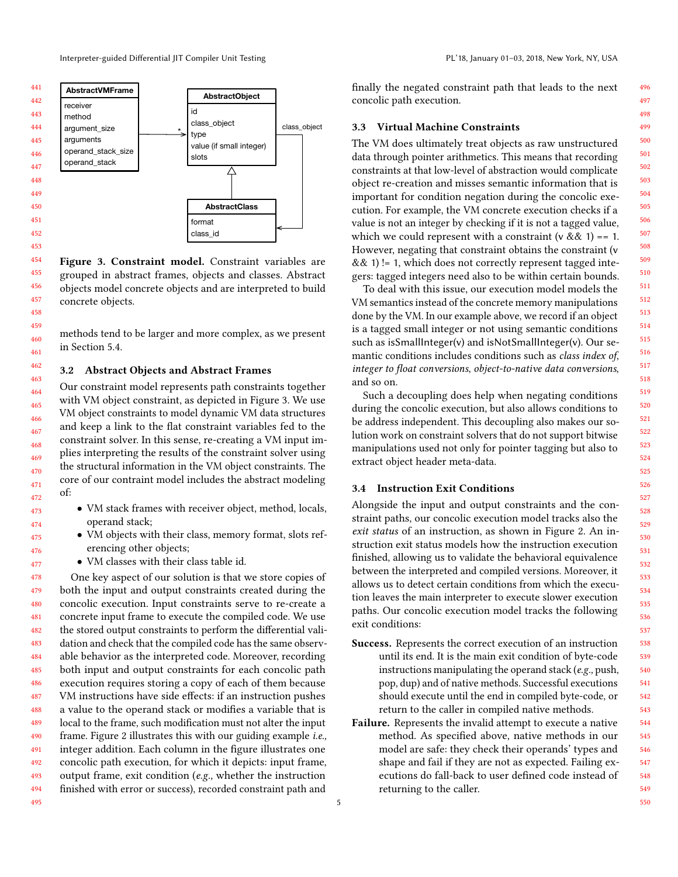**Figure 3. Constraint model.** Constraint variables are grouped in abstract frames, objects and classes. Abstract objects model concrete objects and are interpreted to build concrete objects.

methods tend to be larger and more complex, as we present in Section 5.4.

### 3.2 Abstract Objects and Abstract Frames

Our constraint model represents path constraints together with VM object constraint, as depicted in Figure 3. We use VM object constraints to model dynamic VM data structures and keep a link to the flat constraint variables fed to the constraint solver. In this sense, re-creating a VM input implies interpreting the results of the constraint solver using the structural information in the VM object constraints. The core of our contraint model includes the abstract modeling of:

- VM stack frames with receiver object, method, locals, operand stack;
- VM objects with their class, memory format, slots referencing other objects;
- VM classes with their class table id.

One key aspect of our solution is that we store copies of both the input and output constraints created during the concolic execution. Input constraints serve to re-create a concrete input frame to execute the compiled code. We use the stored output constraints to perform the differential validation and check that the compiled code has the same observable behavior as the interpreted code. Moreover, recording both input and output constraints for each concolic path execution requires storing a copy of each of them because VM instructions have side effects: if an instruction pushes a value to the operand stack or modifies a variable that is local to the frame, such modification must not alter the input frame. Figure 2 illustrates this with our guiding example *i.e.,* integer addition. Each column in the figure illustrates one concolic path execution, for which it depicts: input frame, output frame, exit condition (*e.g.,* whether the instruction finished with error or success), recorded constraint path and finally the negated constraint path that leads to the next concolic path execution.

### 3.3 Virtual Machine Constraints

The VM does ultimately treat objects as raw unstructured data through pointer arithmetics. This means that recording constraints at that low-level of abstraction would complicate object re-creation and misses semantic information that is important for condition negation during the concolic execution. For example, the VM concrete execution checks if a value is not an integer by checking if it is not a tagged value, which we could represent with a constraint (v && 1) == 1. However, negating that constraint obtains the constraint (v && 1) != 1, which does not correctly represent tagged integers: tagged integers need also to be within certain bounds.

To deal with this issue, our execution model models the VM semantics instead of the concrete memory manipulations done by the VM. In our example above, we record if an object is a tagged small integer or not using semantic conditions such as isSmallInteger(v) and isNotSmallInteger(v). Our semantic conditions includes conditions such as *class index of*, *integer to float conversions*, *object-to-native data conversions*, and so on.

Such a decoupling does help when negating conditions during the concolic execution, but also allows conditions to be address independent. This decoupling also makes our solution work on constraint solvers that do not support bitwise manipulations used not only for pointer tagging but also to extract object header meta-data.

### 3.4 Instruction Exit Conditions

Alongside the input and output constraints and the constraint paths, our concolic execution model tracks also the *exit status* of an instruction, as shown in Figure 2. An instruction exit status models how the instruction execution finished, allowing us to validate the behavioral equivalence between the interpreted and compiled versions. Moreover, it allows us to detect certain conditions from which the execution leaves the main interpreter to execute slower execution paths. Our concolic execution model tracks the following exit conditions:

**Success.** Represents the correct execution of an instruction until its end. It is the main exit condition of byte-code instructions manipulating the operand stack (*e.g.,* push, pop, dup) and of native methods. Successful executions should execute until the end in compiled byte-code, or return to the caller in compiled native methods.

**Failure.** Represents the invalid attempt to execute a native method. As specified above, native methods in our model are safe: they check their operands' types and shape and fail if they are not as expected. Failing executions do fall-back to user defined code instead of returning to the caller.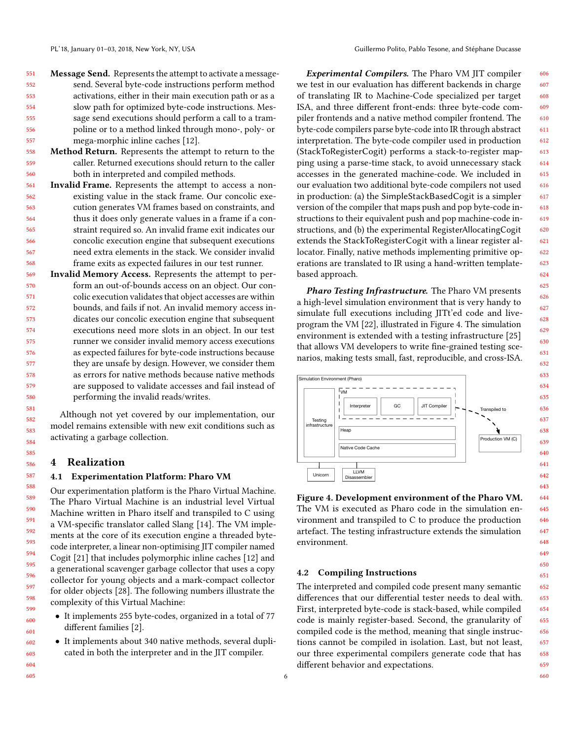**Message Send.** Represents the attempt to activate a message-send. Several byte-code instructions perform method activations, either in their main execution path or as a slow path for optimized byte-code instructions. Message send executions should perform a call to a trampoline or to a method linked through mono-, poly- or mega-morphic inline caches [12].

**Method Return.** Represents the attempt to return to the caller. Returned executions should return to the caller both in interpreted and compiled methods.

**Invalid Frame.** Represents the attempt to access a non-existing value in the stack frame. Our concolic execution generates VM frames based on constraints, and thus it does only generate values in a frame if a constraint required so. An invalid frame exit indicates our concolic execution engine that subsequent executions need extra elements in the stack. We consider invalid frame exits as expected failures in our test runner.

**Invalid Memory Access.** Represents the attempt to perform an out-of-bounds access on an object. Our concolic execution validates that object accesses are within bounds, and fails if not. An invalid memory access indicates our concolic execution engine that subsequent executions need more slots in an object. In our test runner we consider invalid memory access executions as expected failures for byte-code instructions because they are unsafe by design. However, we consider them as errors for native methods because native methods are supposed to validate accesses and fail instead of performing the invalid reads/writes.

Although not yet covered by our implementation, our model remains extensible with new exit conditions such as activating a garbage collection.

# 4 Realization

## 4.1 Experimentation Platform: Pharo VM

Our experimentation platform is the Pharo Virtual Machine. The Pharo Virtual Machine is an industrial level Virtual Machine written in Pharo itself and transpiled to C using a VM-specific translator called Slang [14]. The VM implements at the core of its execution engine a threaded byte-code interpreter, a linear non-optimising JIT compiler named Cogit [21] that includes polymorphic inline caches [12] and a generational scavenger garbage collector that uses a copy collector for young objects and a mark-compact collector for older objects [28]. The following numbers illustrate the complexity of this Virtual Machine:

- It implements 255 byte-codes, organized in a total of 77 different families [2].
- It implements about 340 native methods, several duplicated in both the interpreter and in the JIT compiler.

***Experimental Compilers.*** The Pharo VM JIT compiler we test in our evaluation has different backends in charge of translating IR to Machine-Code specialized per target ISA, and three different front-ends: three byte-code compiler frontends and a native method compiler frontend. The byte-code compilers parse byte-code into IR through abstract interpretation. The byte-code compiler used in production (StackToRegisterCogit) performs a stack-to-register mapping using a parse-time stack, to avoid unnecessary stack accesses in the generated machine-code. We included in our evaluation two additional byte-code compilers not used in production: (a) the SimpleStackBasedCogit is a simpler version of the compiler that maps push and pop byte-code instructions to their equivalent push and pop machine-code instructions, and (b) the experimental RegisterAllocatingCogit extends the StackToRegisterCogit with a linear register allocator. Finally, native methods implementing primitive operations are translated to IR using a hand-written template-based approach.

***Pharo Testing Infrastructure.*** The Pharo VM presents a high-level simulation environment that is very handy to simulate full executions including JITt'ed code and live-program the VM [22], illustrated in Figure 4. The simulation environment is extended with a testing infrastructure [25] that allows VM developers to write fine-grained testing scenarios, making tests small, fast, reproducible, and cross-ISA.

**Figure 4. Development environment of the Pharo VM.** The VM is executed as Pharo code in the simulation environment and transpiled to C to produce the production artefact. The testing infrastructure extends the simulation environment.

## 4.2 Compiling Instructions

The interpreted and compiled code present many semantic differences that our differential tester needs to deal with. First, interpreted byte-code is stack-based, while compiled code is mainly register-based. Second, the granularity of compiled code is the method, meaning that single instructions cannot be compiled in isolation. Last, but not least, our three experimental compilers generate code that has different behavior and expectations.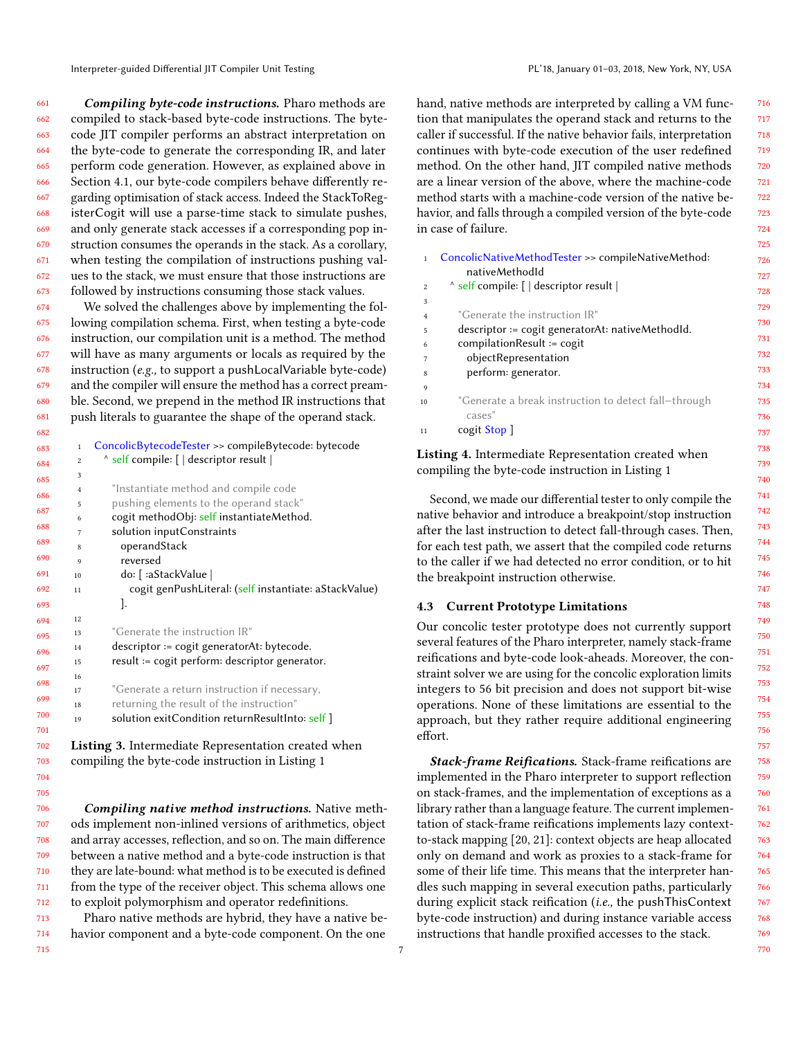***Compiling byte-code instructions.*** Pharo methods are compiled to stack-based byte-code instructions. The byte-code JIT compiler performs an abstract interpretation on the byte-code to generate the corresponding IR, and later perform code generation. However, as explained above in Section 4.1, our byte-code compilers behave differently regarding optimisation of stack access. Indeed the StackToRegisterCogit will use a parse-time stack to simulate pushes, and only generate stack accesses if a corresponding pop instruction consumes the operands in the stack. As a corollary, when testing the compilation of instructions pushing values to the stack, we must ensure that those instructions are followed by instructions consuming those stack values.

We solved the challenges above by implementing the following compilation schema. First, when testing a byte-code instruction, our compilation unit is a method. The method will have as many arguments or locals as required by the instruction (*e.g.,* to support a pushLocalVariable byte-code) and the compiler will ensure the method has a correct preamble. Second, we prepend in the method IR instructions that push literals to guarantee the shape of the operand stack.

```
1  ConcolicBytecodeTester >> compileBytecode: bytecode
2    ^ self compile: [ | descriptor result |
3
4      "Instantiate method and compile code
5      pushing elements to the operand stack"
6      cogit methodObj: self instantiateMethod.
7      solution inputConstraints
8        operandStack
9        reversed
10       do: [ :aStackValue |
11         cogit genPushLiteral: (self instantiate: aStackValue)
         ].
12
13     "Generate the instruction IR"
14     descriptor := cogit generatorAt: bytecode.
15     result := cogit perform: descriptor generator.
16
17     "Generate a return instruction if necessary,
18     returning the result of the instruction"
19     solution exitCondition returnResultInto: self ]
```

**Listing 3.** Intermediate Representation created when compiling the byte-code instruction in Listing 1

***Compiling native method instructions.*** Native methods implement non-inlined versions of arithmetics, object and array accesses, reflection, and so on. The main difference between a native method and a byte-code instruction is that they are late-bound: what method is to be executed is defined from the type of the receiver object. This schema allows one to exploit polymorphism and operator redefinitions.

Pharo native methods are hybrid, they have a native behavior component and a byte-code component. On the one hand, native methods are interpreted by calling a VM function that manipulates the operand stack and returns to the caller if successful. If the native behavior fails, interpretation continues with byte-code execution of the user redefined method. On the other hand, JIT compiled native methods are a linear version of the above, where the machine-code method starts with a machine-code version of the native behavior, and falls through a compiled version of the byte-code in case of failure.

```
1  ConcolicNativeMethodTester >> compileNativeMethod:
       nativeMethodId
2    ^ self compile: [ | descriptor result |
3
4      "Generate the instruction IR"
5      descriptor := cogit generatorAt: nativeMethodId.
6      compilationResult := cogit
7        objectRepresentation
8        perform: generator.
9
10     "Generate a break instruction to detect fall−through
         cases"
11     cogit Stop ]
```

**Listing 4.** Intermediate Representation created when compiling the byte-code instruction in Listing 1

Second, we made our differential tester to only compile the native behavior and introduce a breakpoint/stop instruction after the last instruction to detect fall-through cases. Then, for each test path, we assert that the compiled code returns to the caller if we had detected no error condition, or to hit the breakpoint instruction otherwise.

### 4.3 Current Prototype Limitations

Our concolic tester prototype does not currently support several features of the Pharo interpreter, namely stack-frame reifications and byte-code look-aheads. Moreover, the constraint solver we are using for the concolic exploration limits integers to 56 bit precision and does not support bit-wise operations. None of these limitations are essential to the approach, but they rather require additional engineering effort.

***Stack-frame Reifications.*** Stack-frame reifications are implemented in the Pharo interpreter to support reflection on stack-frames, and the implementation of exceptions as a library rather than a language feature. The current implementation of stack-frame reifications implements lazy context-to-stack mapping [20, 21]: context objects are heap allocated only on demand and work as proxies to a stack-frame for some of their life time. This means that the interpreter handles such mapping in several execution paths, particularly during explicit stack reification (*i.e.,* the pushThisContext byte-code instruction) and during instance variable access instructions that handle proxified accesses to the stack.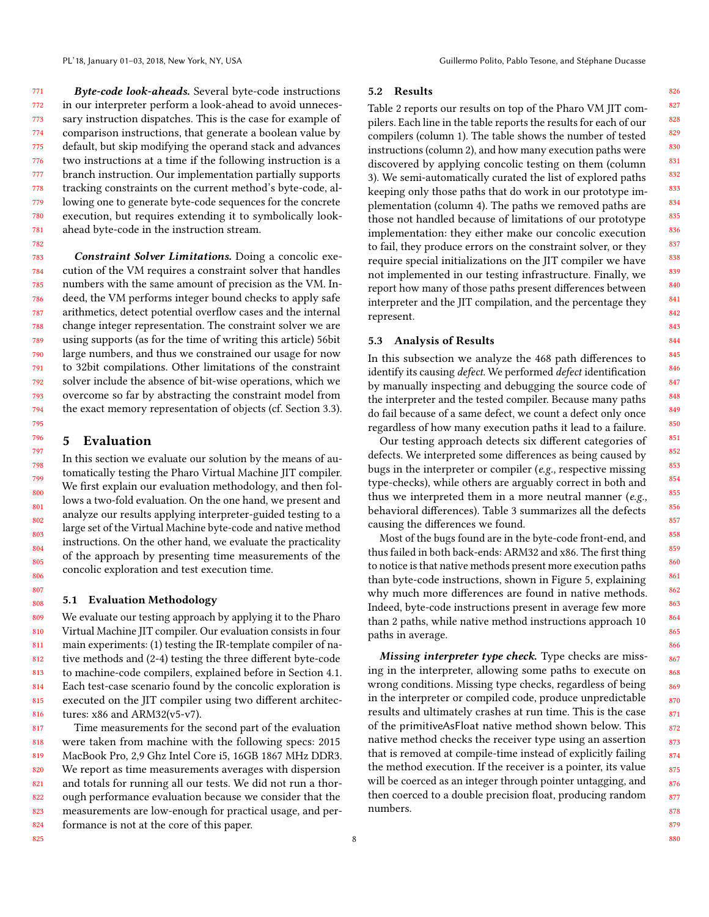***Byte-code look-aheads.*** Several byte-code instructions in our interpreter perform a look-ahead to avoid unnecessary instruction dispatches. This is the case for example of comparison instructions, that generate a boolean value by default, but skip modifying the operand stack and advances two instructions at a time if the following instruction is a branch instruction. Our implementation partially supports tracking constraints on the current method's byte-code, allowing one to generate byte-code sequences for the concrete execution, but requires extending it to symbolically look-ahead byte-code in the instruction stream.

***Constraint Solver Limitations.*** Doing a concolic execution of the VM requires a constraint solver that handles numbers with the same amount of precision as the VM. Indeed, the VM performs integer bound checks to apply safe arithmetics, detect potential overflow cases and the internal change integer representation. The constraint solver we are using supports (as for the time of writing this article) 56bit large numbers, and thus we constrained our usage for now to 32bit compilations. Other limitations of the constraint solver include the absence of bit-wise operations, which we overcome so far by abstracting the constraint model from the exact memory representation of objects (cf. Section 3.3).

# 5 Evaluation

In this section we evaluate our solution by the means of automatically testing the Pharo Virtual Machine JIT compiler. We first explain our evaluation methodology, and then follows a two-fold evaluation. On the one hand, we present and analyze our results applying interpreter-guided testing to a large set of the Virtual Machine byte-code and native method instructions. On the other hand, we evaluate the practicality of the approach by presenting time measurements of the concolic exploration and test execution time.

## 5.1 Evaluation Methodology

We evaluate our testing approach by applying it to the Pharo Virtual Machine JIT compiler. Our evaluation consists in four main experiments: (1) testing the IR-template compiler of native methods and (2-4) testing the three different byte-code to machine-code compilers, explained before in Section 4.1. Each test-case scenario found by the concolic exploration is executed on the JIT compiler using two different architectures: x86 and ARM32(v5-v7).

Time measurements for the second part of the evaluation were taken from machine with the following specs: 2015 MacBook Pro, 2,9 Ghz Intel Core i5, 16GB 1867 MHz DDR3. We report as time measurements averages with dispersion and totals for running all our tests. We did not run a thorough performance evaluation because we consider that the measurements are low-enough for practical usage, and performance is not at the core of this paper.

## 5.2 Results

Table 2 reports our results on top of the Pharo VM JIT compilers. Each line in the table reports the results for each of our compilers (column 1). The table shows the number of tested instructions (column 2), and how many execution paths were discovered by applying concolic testing on them (column 3). We semi-automatically curated the list of explored paths keeping only those paths that do work in our prototype implementation (column 4). The paths we removed paths are those not handled because of limitations of our prototype implementation: they either make our concolic execution to fail, they produce errors on the constraint solver, or they require special initializations on the JIT compiler we have not implemented in our testing infrastructure. Finally, we report how many of those paths present differences between interpreter and the JIT compilation, and the percentage they represent.

## 5.3 Analysis of Results

In this subsection we analyze the 468 path differences to identify its causing *defect*. We performed *defect* identification by manually inspecting and debugging the source code of the interpreter and the tested compiler. Because many paths do fail because of a same defect, we count a defect only once regardless of how many execution paths it lead to a failure.

Our testing approach detects six different categories of defects. We interpreted some differences as being caused by bugs in the interpreter or compiler (*e.g.,* respective missing type-checks), while others are arguably correct in both and thus we interpreted them in a more neutral manner (*e.g.,* behavioral differences). Table 3 summarizes all the defects causing the differences we found.

Most of the bugs found are in the byte-code front-end, and thus failed in both back-ends: ARM32 and x86. The first thing to notice is that native methods present more execution paths than byte-code instructions, shown in Figure 5, explaining why much more differences are found in native methods. Indeed, byte-code instructions present in average few more than 2 paths, while native method instructions approach 10 paths in average.

***Missing interpreter type check.*** Type checks are missing in the interpreter, allowing some paths to execute on wrong conditions. Missing type checks, regardless of being in the interpreter or compiled code, produce unpredictable results and ultimately crashes at run time. This is the case of the primitiveAsFloat native method shown below. This native method checks the receiver type using an assertion that is removed at compile-time instead of explicitly failing the method execution. If the receiver is a pointer, its value will be coerced as an integer through pointer untagging, and then coerced to a double precision float, producing random numbers.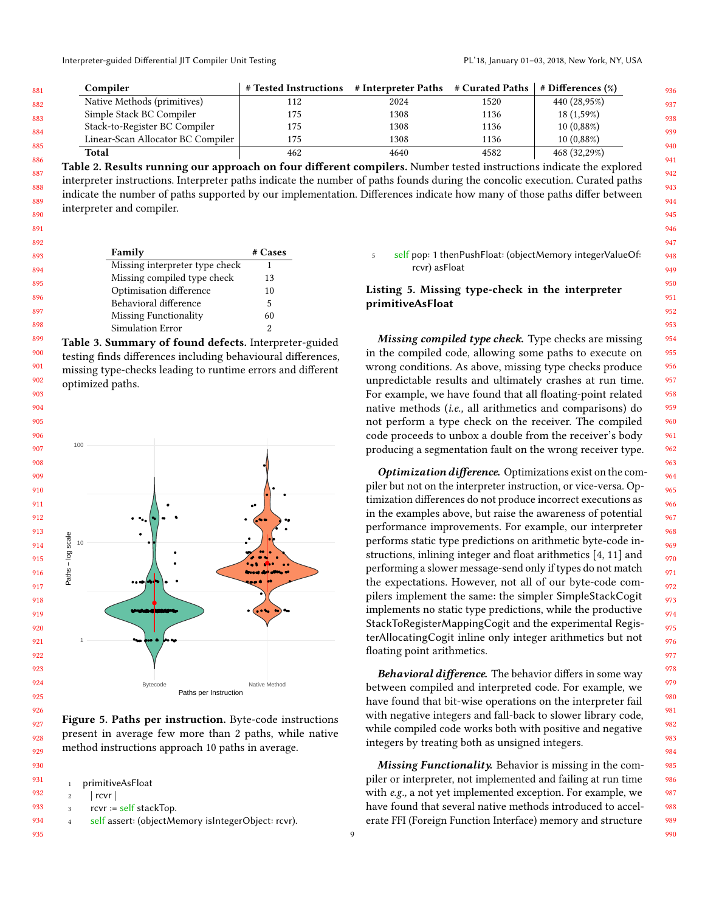| Compiler | # Tested Instructions | # Interpreter Paths | # Curated Paths | # Differences (%) |
|---|---|---|---|---|
| Native Methods (primitives) | 112 | 2024 | 1520 | 440 (28,95%) |
| Simple Stack BC Compiler | 175 | 1308 | 1136 | 18 (1,59%) |
| Stack-to-Register BC Compiler | 175 | 1308 | 1136 | 10 (0,88%) |
| Linear-Scan Allocator BC Compiler | 175 | 1308 | 1136 | 10 (0,88%) |
| **Total** | 462 | 4640 | 4582 | 468 (32,29%) |

**Table 2. Results running our approach on four different compilers.** Number tested instructions indicate the explored interpreter instructions. Interpreter paths indicate the number of paths founds during the concolic execution. Curated paths indicate the number of paths supported by our implementation. Differences indicate how many of those paths differ between interpreter and compiler.

| Family | # Cases |
|---|---|
| Missing interpreter type check | 1 |
| Missing compiled type check | 13 |
| Optimisation difference | 10 |
| Behavioral difference | 5 |
| Missing Functionality | 60 |
| Simulation Error | 2 |

**Table 3. Summary of found defects.** Interpreter-guided testing finds differences including behavioural differences, missing type-checks leading to runtime errors and different optimized paths.

**Figure 5. Paths per instruction.** Byte-code instructions present in average few more than 2 paths, while native method instructions approach 10 paths in average.

```
1  primitiveAsFloat
2     | rcvr |
3     rcvr := self stackTop.
4     self assert: (objectMemory isIntegerObject: rcvr).
5     self pop: 1 thenPushFloat: (objectMemory integerValueOf:
         rcvr) asFloat
```

**Listing 5. Missing type-check in the interpreter primitiveAsFloat**

***Missing compiled type check.*** Type checks are missing in the compiled code, allowing some paths to execute on wrong conditions. As above, missing type checks produce unpredictable results and ultimately crashes at run time. For example, we have found that all floating-point related native methods (*i.e.,* all arithmetics and comparisons) do not perform a type check on the receiver. The compiled code proceeds to unbox a double from the receiver's body producing a segmentation fault on the wrong receiver type.

***Optimization difference.*** Optimizations exist on the compiler but not on the interpreter instruction, or vice-versa. Optimization differences do not produce incorrect executions as in the examples above, but raise the awareness of potential performance improvements. For example, our interpreter performs static type predictions on arithmetic byte-code instructions, inlining integer and float arithmetics [4, 11] and performing a slower message-send only if types do not match the expectations. However, not all of our byte-code compilers implement the same: the simpler SimpleStackCogit implements no static type predictions, while the productive StackToRegisterMappingCogit and the experimental RegisterAllocatingCogit inline only integer arithmetics but not floating point arithmetics.

***Behavioral difference.*** The behavior differs in some way between compiled and interpreted code. For example, we have found that bit-wise operations on the interpreter fail with negative integers and fall-back to slower library code, while compiled code works both with positive and negative integers by treating both as unsigned integers.

***Missing Functionality.*** Behavior is missing in the compiler or interpreter, not implemented and failing at run time with *e.g.,* a not yet implemented exception. For example, we have found that several native methods introduced to accelerate FFI (Foreign Function Interface) memory and structure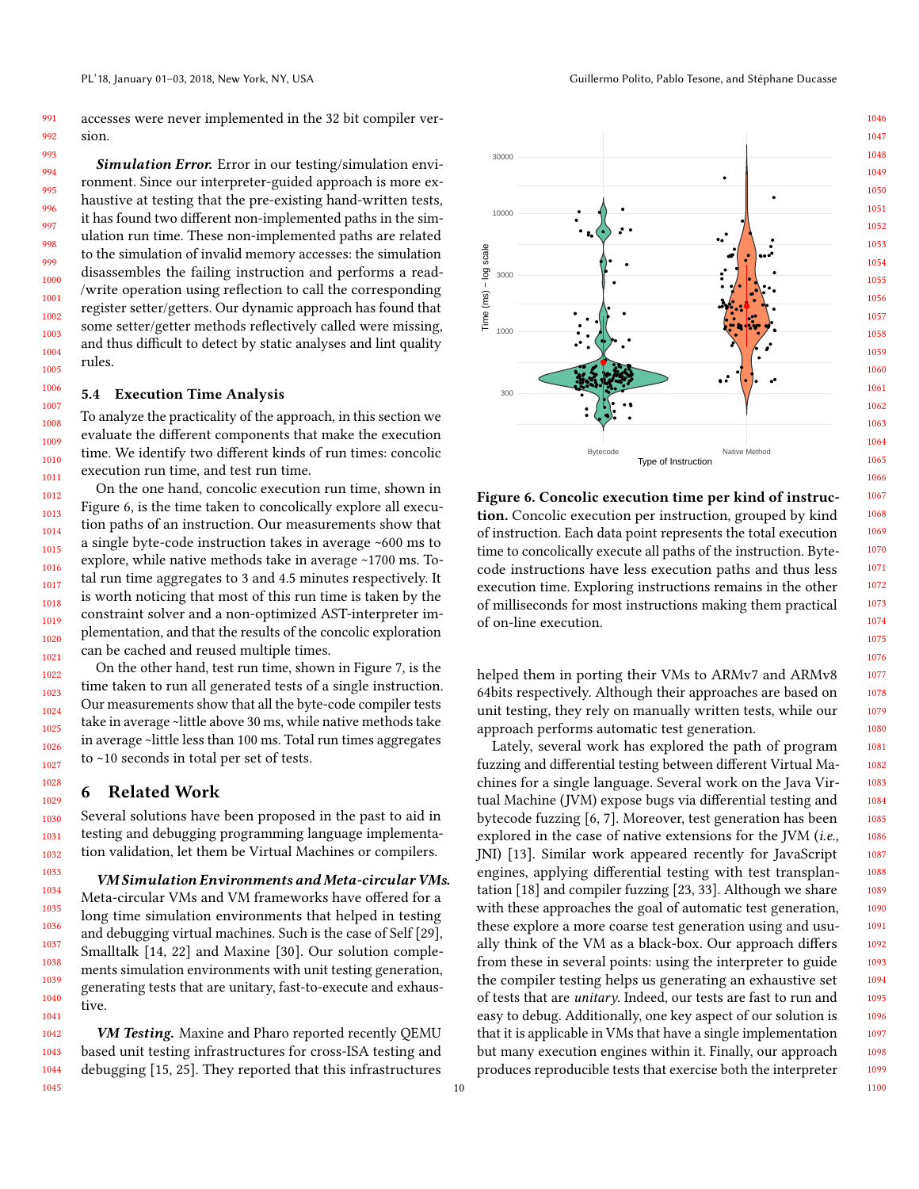accesses were never implemented in the 32 bit compiler version.

***Simulation Error.*** Error in our testing/simulation environment. Since our interpreter-guided approach is more exhaustive at testing that the pre-existing hand-written tests, it has found two different non-implemented paths in the simulation run time. These non-implemented paths are related to the simulation of invalid memory accesses: the simulation disassembles the failing instruction and performs a read-/write operation using reflection to call the corresponding register setter/getters. Our dynamic approach has found that some setter/getter methods reflectively called were missing, and thus difficult to detect by static analyses and lint quality rules.

### 5.4 Execution Time Analysis

To analyze the practicality of the approach, in this section we evaluate the different components that make the execution time. We identify two different kinds of run times: concolic execution run time, and test run time.

On the one hand, concolic execution run time, shown in Figure 6, is the time taken to concolically explore all execution paths of an instruction. Our measurements show that a single byte-code instruction takes in average ~600 ms to explore, while native methods take in average ~1700 ms. Total run time aggregates to 3 and 4.5 minutes respectively. It is worth noticing that most of this run time is taken by the constraint solver and a non-optimized AST-interpreter implementation, and that the results of the concolic exploration can be cached and reused multiple times.

On the other hand, test run time, shown in Figure 7, is the time taken to run all generated tests of a single instruction. Our measurements show that all the byte-code compiler tests take in average ~little above 30 ms, while native methods take in average ~little less than 100 ms. Total run times aggregates to ~10 seconds in total per set of tests.

**Figure 6. Concolic execution time per kind of instruction.** Concolic execution per instruction, grouped by kind of instruction. Each data point represents the total execution time to concolically execute all paths of the instruction. Byte-code instructions have less execution paths and thus less execution time. Exploring instructions remains in the other of milliseconds for most instructions making them practical of on-line execution.

## 6 Related Work

Several solutions have been proposed in the past to aid in testing and debugging programming language implementation validation, let them be Virtual Machines or compilers.

***VM Simulation Environments and Meta-circular VMs.*** Meta-circular VMs and VM frameworks have offered for a long time simulation environments that helped in testing and debugging virtual machines. Such is the case of Self [29], Smalltalk [14, 22] and Maxine [30]. Our solution complements simulation environments with unit testing generation, generating tests that are unitary, fast-to-execute and exhaustive.

***VM Testing.*** Maxine and Pharo reported recently QEMU based unit testing infrastructures for cross-ISA testing and debugging [15, 25]. They reported that this infrastructures helped them in porting their VMs to ARMv7 and ARMv8 64bits respectively. Although their approaches are based on unit testing, they rely on manually written tests, while our approach performs automatic test generation.

Lately, several work has explored the path of program fuzzing and differential testing between different Virtual Machines for a single language. Several work on the Java Virtual Machine (JVM) expose bugs via differential testing and bytecode fuzzing [6, 7]. Moreover, test generation has been explored in the case of native extensions for the JVM (*i.e.,* JNI) [13]. Similar work appeared recently for JavaScript engines, applying differential testing with test transplantation [18] and compiler fuzzing [23, 33]. Although we share with these approaches the goal of automatic test generation, these explore a more coarse test generation using and usually think of the VM as a black-box. Our approach differs from these in several points: using the interpreter to guide the compiler testing helps us generating an exhaustive set of tests that are *unitary*. Indeed, our tests are fast to run and easy to debug. Additionally, one key aspect of our solution is that it is applicable in VMs that have a single implementation but many execution engines within it. Finally, our approach produces reproducible tests that exercise both the interpreter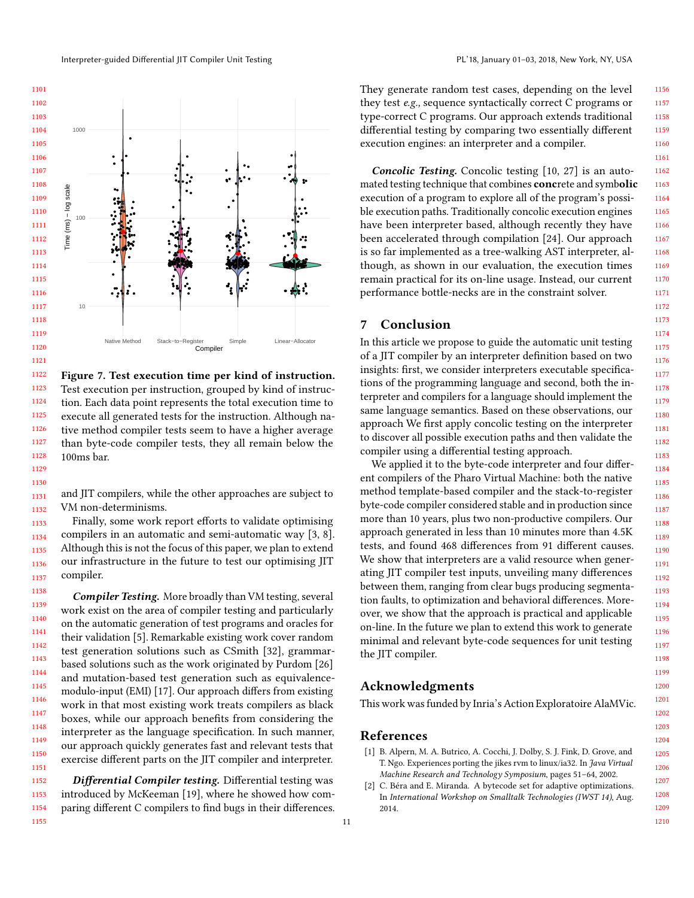**Figure 7. Test execution time per kind of instruction.** Test execution per instruction, grouped by kind of instruction. Each data point represents the total execution time to execute all generated tests for the instruction. Although native method compiler tests seem to have a higher average than byte-code compiler tests, they all remain below the 100ms bar.

and JIT compilers, while the other approaches are subject to VM non-determinisms.

Finally, some work report efforts to validate optimising compilers in an automatic and semi-automatic way [3, 8]. Although this is not the focus of this paper, we plan to extend our infrastructure in the future to test our optimising JIT compiler.

***Compiler Testing.*** More broadly than VM testing, several work exist on the area of compiler testing and particularly on the automatic generation of test programs and oracles for their validation [5]. Remarkable existing work cover random test generation solutions such as CSmith [32], grammar-based solutions such as the work originated by Purdom [26] and mutation-based test generation such as equivalence-modulo-input (EMI) [17]. Our approach differs from existing work in that most existing work treats compilers as black boxes, while our approach benefits from considering the interpreter as the language specification. In such manner, our approach quickly generates fast and relevant tests that exercise different parts on the JIT compiler and interpreter.

***Differential Compiler testing.*** Differential testing was introduced by McKeeman [19], where he showed how comparing different C compilers to find bugs in their differences. They generate random test cases, depending on the level they test *e.g.*, sequence syntactically correct C programs or type-correct C programs. Our approach extends traditional differential testing by comparing two essentially different execution engines: an interpreter and a compiler.

***Concolic Testing.*** Concolic testing [10, 27] is an automated testing technique that combines **conc**rete and symb**olic** execution of a program to explore all of the program's possible execution paths. Traditionally concolic execution engines have been interpreter based, although recently they have been accelerated through compilation [24]. Our approach is so far implemented as a tree-walking AST interpreter, although, as shown in our evaluation, the execution times remain practical for its on-line usage. Instead, our current performance bottle-necks are in the constraint solver.

## 7 Conclusion

In this article we propose to guide the automatic unit testing of a JIT compiler by an interpreter definition based on two insights: first, we consider interpreters executable specifications of the programming language and second, both the interpreter and compilers for a language should implement the same language semantics. Based on these observations, our approach We first apply concolic testing on the interpreter to discover all possible execution paths and then validate the compiler using a differential testing approach.

We applied it to the byte-code interpreter and four different compilers of the Pharo Virtual Machine: both the native method template-based compiler and the stack-to-register byte-code compiler considered stable and in production since more than 10 years, plus two non-productive compilers. Our approach generated in less than 10 minutes more than 4.5K tests, and found 468 differences from 91 different causes. We show that interpreters are a valid resource when generating JIT compiler test inputs, unveiling many differences between them, ranging from clear bugs producing segmentation faults, to optimization and behavioral differences. Moreover, we show that the approach is practical and applicable on-line. In the future we plan to extend this work to generate minimal and relevant byte-code sequences for unit testing the JIT compiler.

## Acknowledgments

This work was funded by Inria's Action Exploratoire AlaMVic.

## References

[1] B. Alpern, M. A. Butrico, A. Cocchi, J. Dolby, S. J. Fink, D. Grove, and T. Ngo. Experiences porting the jikes rvm to linux/ia32. In *Java Virtual Machine Research and Technology Symposium*, pages 51–64, 2002.

[2] C. Béra and E. Miranda. A bytecode set for adaptive optimizations. In *International Workshop on Smalltalk Technologies (IWST 14)*, Aug. 2014.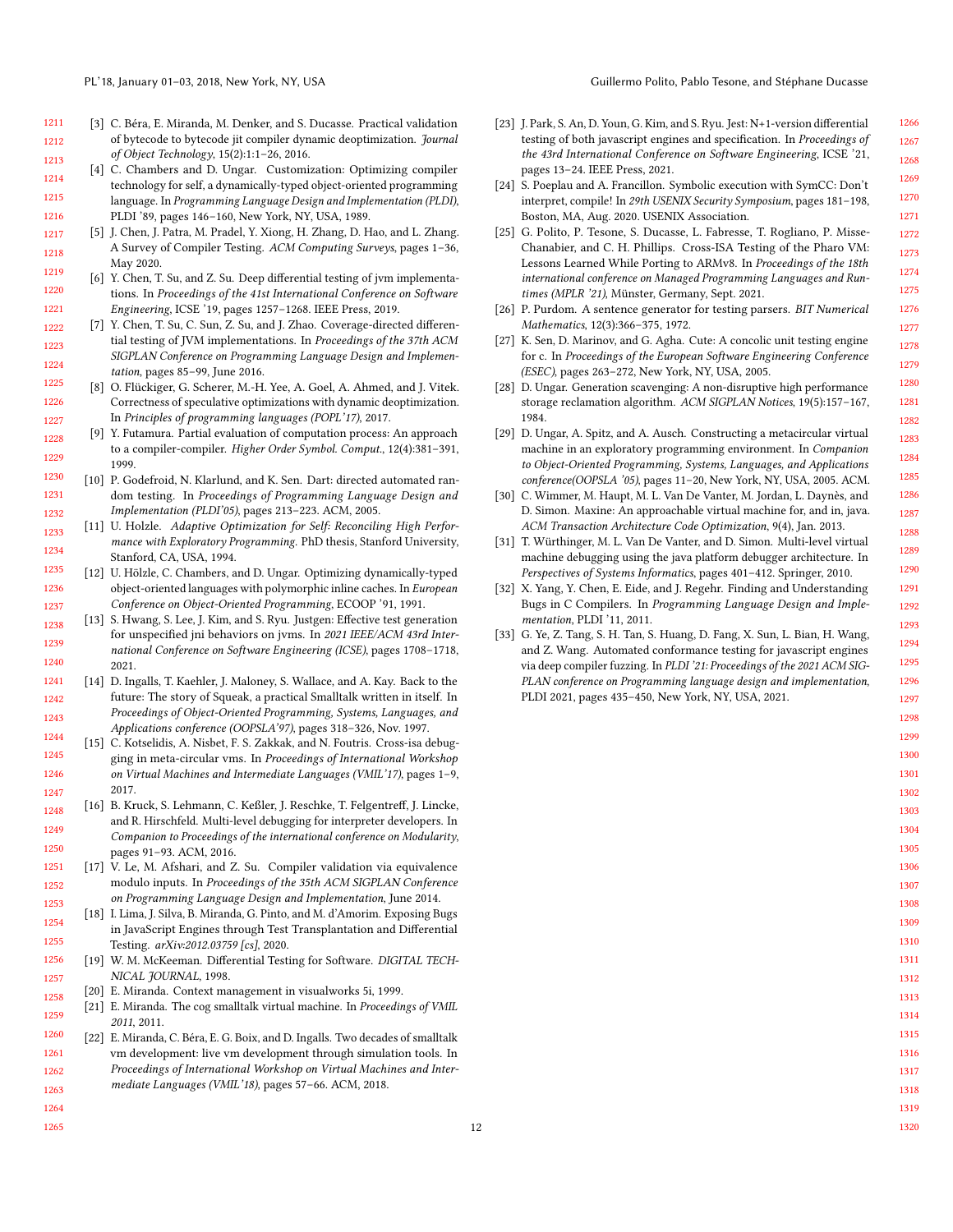[3] C. Béra, E. Miranda, M. Denker, and S. Ducasse. Practical validation of bytecode to bytecode jit compiler dynamic deoptimization. *Journal of Object Technology*, 15(2):1:1–26, 2016.

[4] C. Chambers and D. Ungar. Customization: Optimizing compiler technology for self, a dynamically-typed object-oriented programming language. In *Programming Language Design and Implementation (PLDI)*, PLDI '89, pages 146–160, New York, NY, USA, 1989.

[5] J. Chen, J. Patra, M. Pradel, Y. Xiong, H. Zhang, D. Hao, and L. Zhang. A Survey of Compiler Testing. *ACM Computing Surveys*, pages 1–36, May 2020.

[6] Y. Chen, T. Su, and Z. Su. Deep differential testing of jvm implementations. In *Proceedings of the 41st International Conference on Software Engineering*, ICSE '19, pages 1257–1268. IEEE Press, 2019.

[7] Y. Chen, T. Su, C. Sun, Z. Su, and J. Zhao. Coverage-directed differential testing of JVM implementations. In *Proceedings of the 37th ACM SIGPLAN Conference on Programming Language Design and Implementation*, pages 85–99, June 2016.

[8] O. Flückiger, G. Scherer, M.-H. Yee, A. Goel, A. Ahmed, and J. Vitek. Correctness of speculative optimizations with dynamic deoptimization. In *Principles of programming languages (POPL'17)*, 2017.

[9] Y. Futamura. Partial evaluation of computation process: An approach to a compiler-compiler. *Higher Order Symbol. Comput.*, 12(4):381–391, 1999.

[10] P. Godefroid, N. Klarlund, and K. Sen. Dart: directed automated random testing. In *Proceedings of Programming Language Design and Implementation (PLDI'05)*, pages 213–223. ACM, 2005.

[11] U. Holzle. *Adaptive Optimization for Self: Reconciling High Performance with Exploratory Programming*. PhD thesis, Stanford University, Stanford, CA, USA, 1994.

[12] U. Hölzle, C. Chambers, and D. Ungar. Optimizing dynamically-typed object-oriented languages with polymorphic inline caches. In *European Conference on Object-Oriented Programming*, ECOOP '91, 1991.

[13] S. Hwang, S. Lee, J. Kim, and S. Ryu. Justgen: Effective test generation for unspecified jni behaviors on jvms. In *2021 IEEE/ACM 43rd International Conference on Software Engineering (ICSE)*, pages 1708–1718, 2021.

[14] D. Ingalls, T. Kaehler, J. Maloney, S. Wallace, and A. Kay. Back to the future: The story of Squeak, a practical Smalltalk written in itself. In *Proceedings of Object-Oriented Programming, Systems, Languages, and Applications conference (OOPSLA'97)*, pages 318–326, Nov. 1997.

[15] C. Kotselidis, A. Nisbet, F. S. Zakkak, and N. Foutris. Cross-isa debugging in meta-circular vms. In *Proceedings of International Workshop on Virtual Machines and Intermediate Languages (VMIL'17)*, pages 1–9, 2017.

[16] B. Kruck, S. Lehmann, C. Keßler, J. Reschke, T. Felgentreff, J. Lincke, and R. Hirschfeld. Multi-level debugging for interpreter developers. In *Companion to Proceedings of the international conference on Modularity*, pages 91–93. ACM, 2016.

[17] V. Le, M. Afshari, and Z. Su. Compiler validation via equivalence modulo inputs. In *Proceedings of the 35th ACM SIGPLAN Conference on Programming Language Design and Implementation*, June 2014.

[18] I. Lima, J. Silva, B. Miranda, G. Pinto, and M. d'Amorim. Exposing Bugs in JavaScript Engines through Test Transplantation and Differential Testing. *arXiv:2012.03759 [cs]*, 2020.

[19] W. M. McKeeman. Differential Testing for Software. *DIGITAL TECHNICAL JOURNAL*, 1998.

[20] E. Miranda. Context management in visualworks 5i, 1999.

[21] E. Miranda. The cog smalltalk virtual machine. In *Proceedings of VMIL 2011*, 2011.

[22] E. Miranda, C. Béra, E. G. Boix, and D. Ingalls. Two decades of smalltalk vm development: live vm development through simulation tools. In *Proceedings of International Workshop on Virtual Machines and Intermediate Languages (VMIL'18)*, pages 57–66. ACM, 2018.

[23] J. Park, S. An, D. Youn, G. Kim, and S. Ryu. Jest: N+1-version differential testing of both javascript engines and specification. In *Proceedings of the 43rd International Conference on Software Engineering*, ICSE '21, pages 13–24. IEEE Press, 2021.

[24] S. Poeplau and A. Francillon. Symbolic execution with SymCC: Don't interpret, compile! In *29th USENIX Security Symposium*, pages 181–198, Boston, MA, Aug. 2020. USENIX Association.

[25] G. Polito, P. Tesone, S. Ducasse, L. Fabresse, T. Rogliano, P. Misse-Chanabier, and C. H. Phillips. Cross-ISA Testing of the Pharo VM: Lessons Learned While Porting to ARMv8. In *Proceedings of the 18th international conference on Managed Programming Languages and Runtimes (MPLR '21)*, Münster, Germany, Sept. 2021.

[26] P. Purdom. A sentence generator for testing parsers. *BIT Numerical Mathematics*, 12(3):366–375, 1972.

[27] K. Sen, D. Marinov, and G. Agha. Cute: A concolic unit testing engine for c. In *Proceedings of the European Software Engineering Conference (ESEC)*, pages 263–272, New York, NY, USA, 2005.

[28] D. Ungar. Generation scavenging: A non-disruptive high performance storage reclamation algorithm. *ACM SIGPLAN Notices*, 19(5):157–167, 1984.

[29] D. Ungar, A. Spitz, and A. Ausch. Constructing a metacircular virtual machine in an exploratory programming environment. In *Companion to Object-Oriented Programming, Systems, Languages, and Applications conference(OOPSLA '05)*, pages 11–20, New York, NY, USA, 2005. ACM.

[30] C. Wimmer, M. Haupt, M. L. Van De Vanter, M. Jordan, L. Daynès, and D. Simon. Maxine: An approachable virtual machine for, and in, java. *ACM Transaction Architecture Code Optimization*, 9(4), Jan. 2013.

[31] T. Würthinger, M. L. Van De Vanter, and D. Simon. Multi-level virtual machine debugging using the java platform debugger architecture. In *Perspectives of Systems Informatics*, pages 401–412. Springer, 2010.

[32] X. Yang, Y. Chen, E. Eide, and J. Regehr. Finding and Understanding Bugs in C Compilers. In *Programming Language Design and Implementation*, PLDI '11, 2011.

[33] G. Ye, Z. Tang, S. H. Tan, S. Huang, D. Fang, X. Sun, L. Bian, H. Wang, and Z. Wang. Automated conformance testing for javascript engines via deep compiler fuzzing. In *PLDI '21: Proceedings of the 2021 ACM SIGPLAN conference on Programming language design and implementation*, PLDI 2021, pages 435–450, New York, NY, USA, 2021.